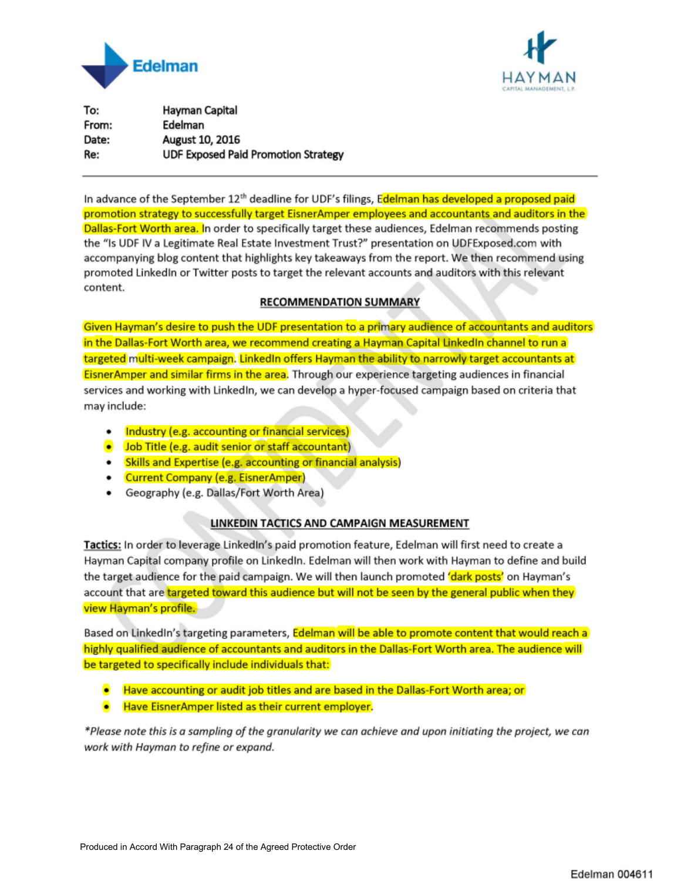Edelman

HAYMAN
CAPITAL MANAGEMENT, L.P.

| | |
|---|---|
| To: | Hayman Capital |
| From: | Edelman |
| Date: | August 10, 2016 |
| Re: | UDF Exposed Paid Promotion Strategy |

---

In advance of the September 12th deadline for UDF's filings, Edelman has developed a proposed paid promotion strategy to successfully target EisnerAmper employees and accountants and auditors in the Dallas-Fort Worth area. In order to specifically target these audiences, Edelman recommends posting the "Is UDF IV a Legitimate Real Estate Investment Trust?" presentation on UDFExposed.com with accompanying blog content that highlights key takeaways from the report. We then recommend using promoted LinkedIn or Twitter posts to target the relevant accounts and auditors with this relevant content.

## RECOMMENDATION SUMMARY

Given Hayman's desire to push the UDF presentation to a primary audience of accountants and auditors in the Dallas-Fort Worth area, we recommend creating a Hayman Capital LinkedIn channel to run a targeted multi-week campaign. LinkedIn offers Hayman the ability to narrowly target accountants at EisnerAmper and similar firms in the area. Through our experience targeting audiences in financial services and working with LinkedIn, we can develop a hyper-focused campaign based on criteria that may include:

- Industry (e.g. accounting or financial services)
- Job Title (e.g. audit senior or staff accountant)
- Skills and Expertise (e.g. accounting or financial analysis)
- Current Company (e.g. EisnerAmper)
- Geography (e.g. Dallas/Fort Worth Area)

## LINKEDIN TACTICS AND CAMPAIGN MEASUREMENT

**Tactics:** In order to leverage LinkedIn's paid promotion feature, Edelman will first need to create a Hayman Capital company profile on LinkedIn. Edelman will then work with Hayman to define and build the target audience for the paid campaign. We will then launch promoted 'dark posts' on Hayman's account that are targeted toward this audience but will not be seen by the general public when they view Hayman's profile.

Based on LinkedIn's targeting parameters, Edelman will be able to promote content that would reach a highly qualified audience of accountants and auditors in the Dallas-Fort Worth area. The audience will be targeted to specifically include individuals that:

- Have accounting or audit job titles and are based in the Dallas-Fort Worth area; or
- Have EisnerAmper listed as their current employer.

*\*Please note this is a sampling of the granularity we can achieve and upon initiating the project, we can work with Hayman to refine or expand.*

Produced in Accord With Paragraph 24 of the Agreed Protective Order

Edelman 004611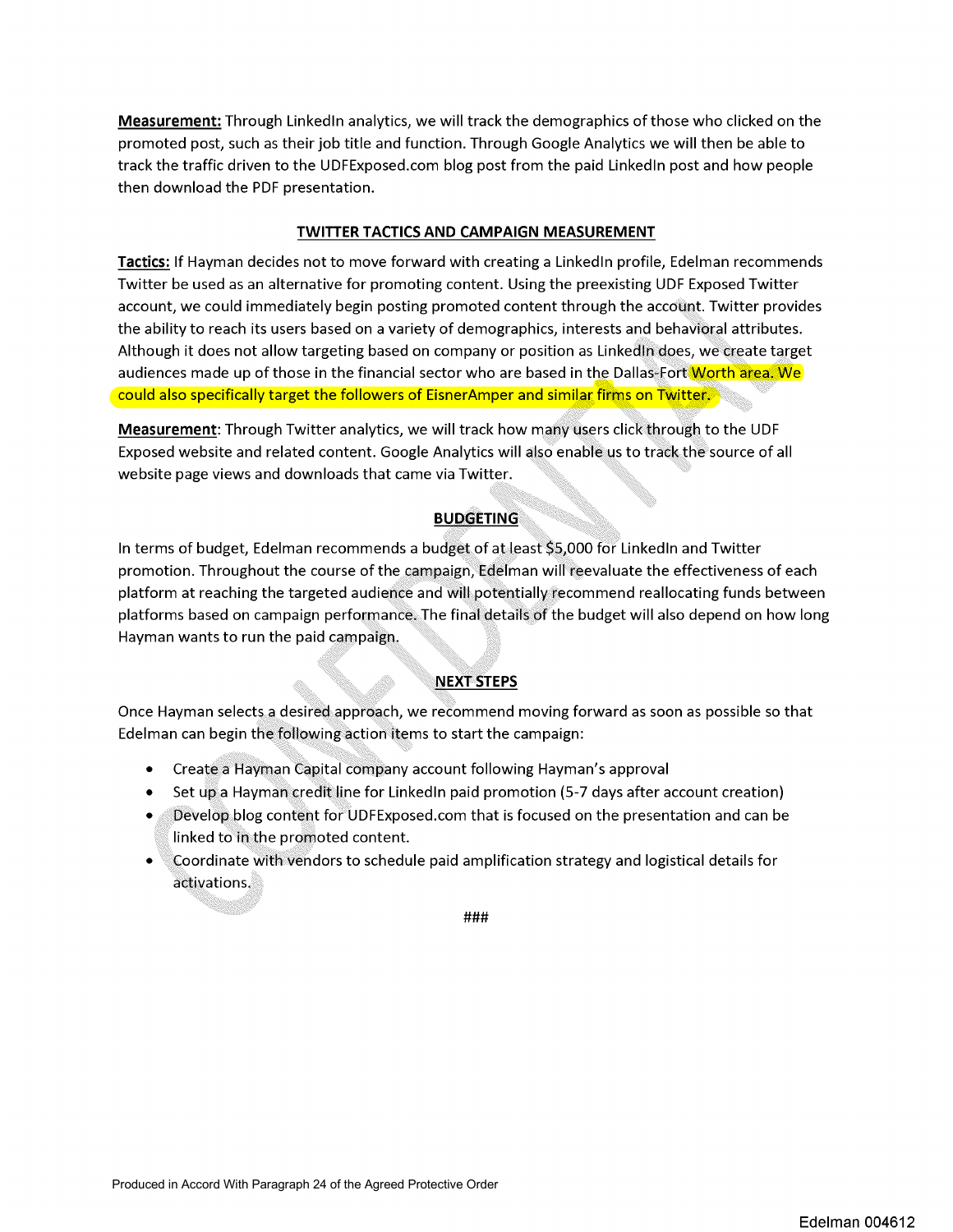**Measurement:** Through LinkedIn analytics, we will track the demographics of those who clicked on the promoted post, such as their job title and function. Through Google Analytics we will then be able to track the traffic driven to the UDFExposed.com blog post from the paid LinkedIn post and how people then download the PDF presentation.

## TWITTER TACTICS AND CAMPAIGN MEASUREMENT

**Tactics:** If Hayman decides not to move forward with creating a LinkedIn profile, Edelman recommends Twitter be used as an alternative for promoting content. Using the preexisting UDF Exposed Twitter account, we could immediately begin posting promoted content through the account. Twitter provides the ability to reach its users based on a variety of demographics, interests and behavioral attributes. Although it does not allow targeting based on company or position as LinkedIn does, we create target audiences made up of those in the financial sector who are based in the Dallas-Fort Worth area. We could also specifically target the followers of EisnerAmper and similar firms on Twitter.

**Measurement**: Through Twitter analytics, we will track how many users click through to the UDF Exposed website and related content. Google Analytics will also enable us to track the source of all website page views and downloads that came via Twitter.

## BUDGETING

In terms of budget, Edelman recommends a budget of at least $5,000 for LinkedIn and Twitter promotion. Throughout the course of the campaign, Edelman will reevaluate the effectiveness of each platform at reaching the targeted audience and will potentially recommend reallocating funds between platforms based on campaign performance. The final details of the budget will also depend on how long Hayman wants to run the paid campaign.

## NEXT STEPS

Once Hayman selects a desired approach, we recommend moving forward as soon as possible so that Edelman can begin the following action items to start the campaign:

- Create a Hayman Capital company account following Hayman's approval
- Set up a Hayman credit line for LinkedIn paid promotion (5-7 days after account creation)
- Develop blog content for UDFExposed.com that is focused on the presentation and can be linked to in the promoted content.
- Coordinate with vendors to schedule paid amplification strategy and logistical details for activations.

###

Produced in Accord With Paragraph 24 of the Agreed Protective Order

Edelman 004612